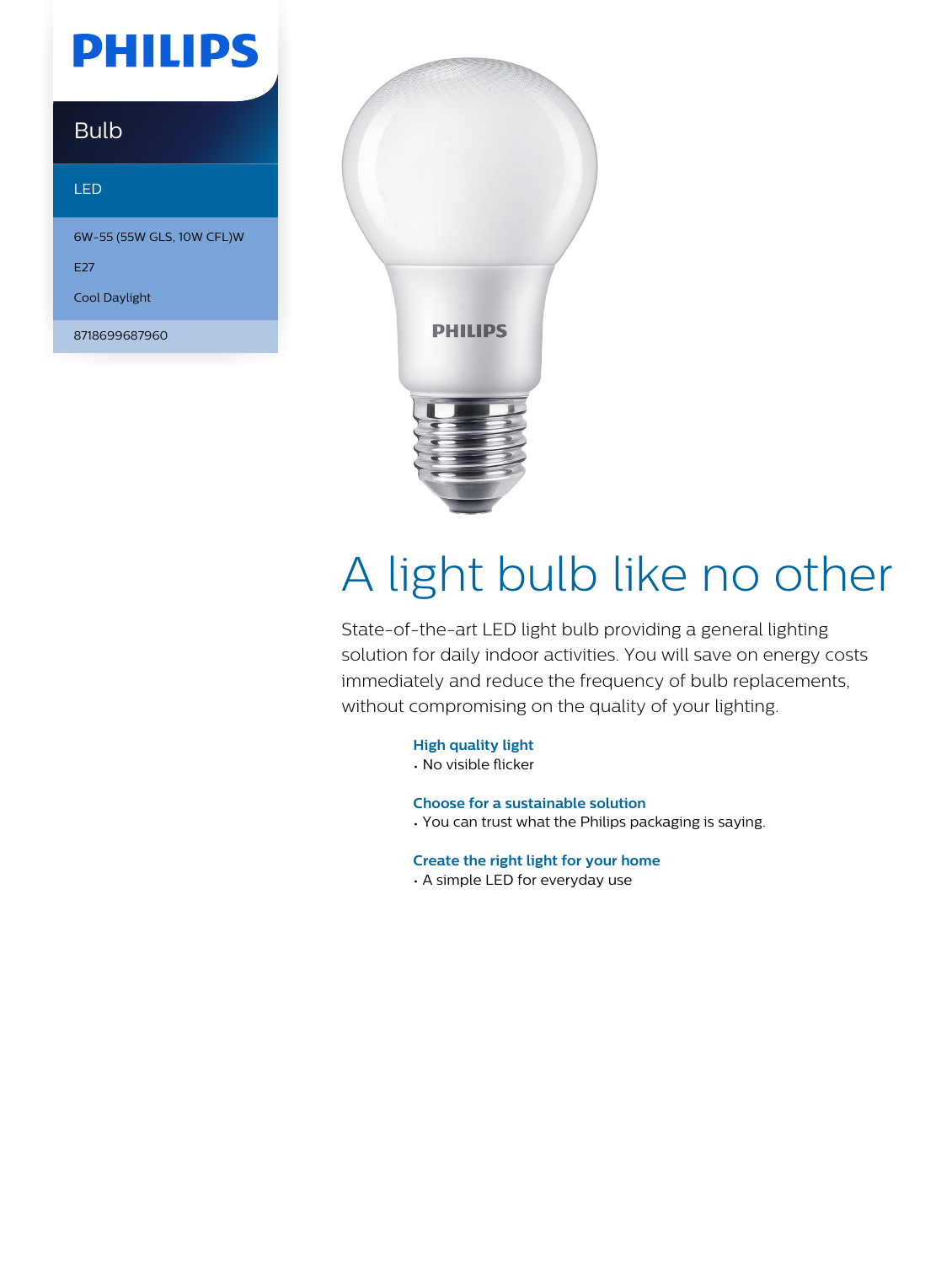PHILIPS

Bulb

LED

6W-55 (55W GLS, 10W CFL)W

E27

Cool Daylight

8718699687960

# A light bulb like no other

State-of-the-art LED light bulb providing a general lighting solution for daily indoor activities. You will save on energy costs immediately and reduce the frequency of bulb replacements, without compromising on the quality of your lighting.

### High quality light

- No visible flicker

### Choose for a sustainable solution

- You can trust what the Philips packaging is saying.

### Create the right light for your home

- A simple LED for everyday use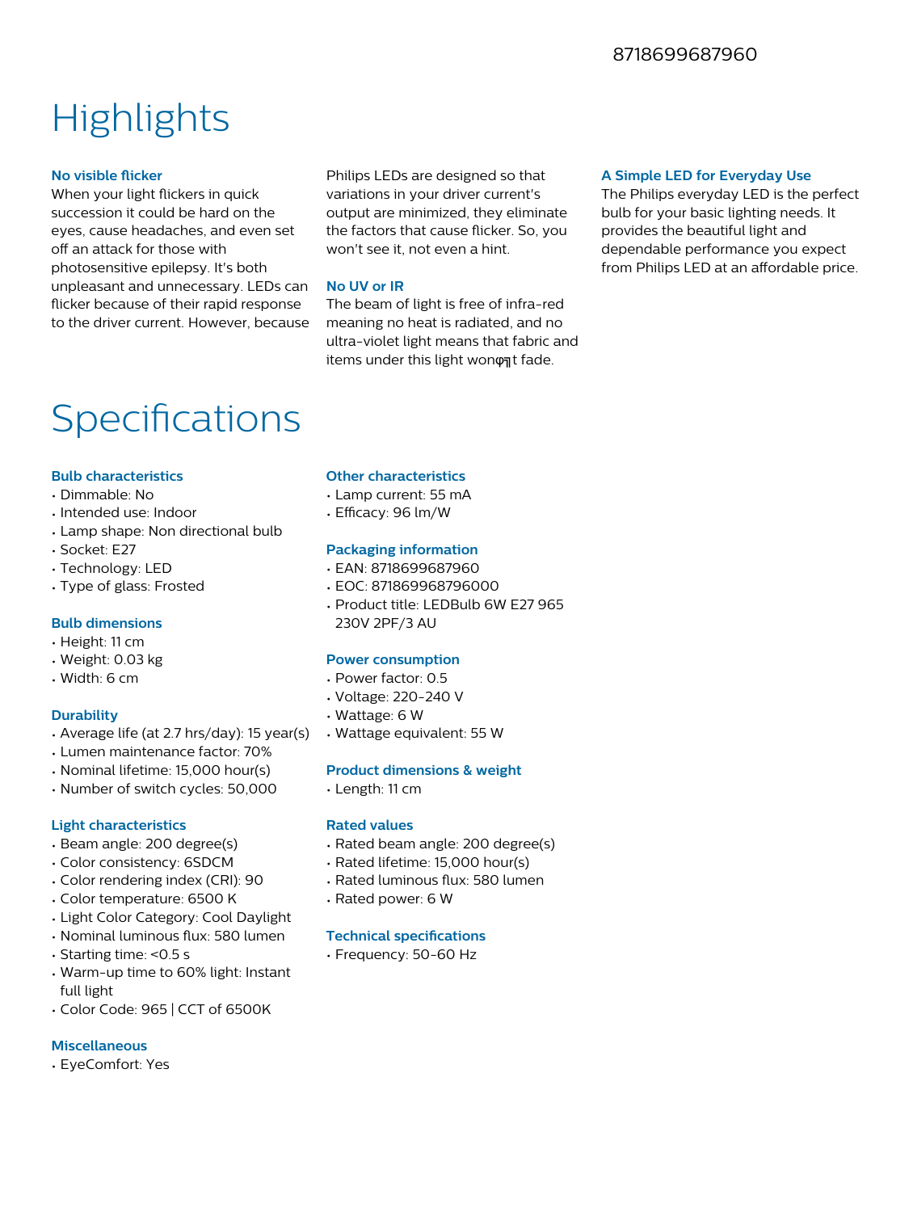8718699687960

# Highlights

### No visible flicker

When your light flickers in quick succession it could be hard on the eyes, cause headaches, and even set off an attack for those with photosensitive epilepsy. It's both unpleasant and unnecessary. LEDs can flicker because of their rapid response to the driver current. However, because Philips LEDs are designed so that variations in your driver current's output are minimized, they eliminate the factors that cause flicker. So, you won't see it, not even a hint.

### No UV or IR

The beam of light is free of infra-red meaning no heat is radiated, and no ultra-violet light means that fabric and items under this light wonφ╗t fade.

### A Simple LED for Everyday Use

The Philips everyday LED is the perfect bulb for your basic lighting needs. It provides the beautiful light and dependable performance you expect from Philips LED at an affordable price.

# Specifications

### Bulb characteristics

- Dimmable: No
- Intended use: Indoor
- Lamp shape: Non directional bulb
- Socket: E27
- Technology: LED
- Type of glass: Frosted

### Bulb dimensions

- Height: 11 cm
- Weight: 0.03 kg
- Width: 6 cm

### Durability

- Average life (at 2.7 hrs/day): 15 year(s)
- Lumen maintenance factor: 70%
- Nominal lifetime: 15,000 hour(s)
- Number of switch cycles: 50,000

### Light characteristics

- Beam angle: 200 degree(s)
- Color consistency: 6SDCM
- Color rendering index (CRI): 90
- Color temperature: 6500 K
- Light Color Category: Cool Daylight
- Nominal luminous flux: 580 lumen
- Starting time: <0.5 s
- Warm-up time to 60% light: Instant full light
- Color Code: 965 | CCT of 6500K

### Miscellaneous

- EyeComfort: Yes

### Other characteristics

- Lamp current: 55 mA
- Efficacy: 96 lm/W

### Packaging information

- EAN: 8718699687960
- EOC: 871869968796000
- Product title: LEDBulb 6W E27 965 230V 2PF/3 AU

### Power consumption

- Power factor: 0.5
- Voltage: 220-240 V
- Wattage: 6 W
- Wattage equivalent: 55 W

### Product dimensions & weight

- Length: 11 cm

### Rated values

- Rated beam angle: 200 degree(s)
- Rated lifetime: 15,000 hour(s)
- Rated luminous flux: 580 lumen
- Rated power: 6 W

### Technical specifications

- Frequency: 50-60 Hz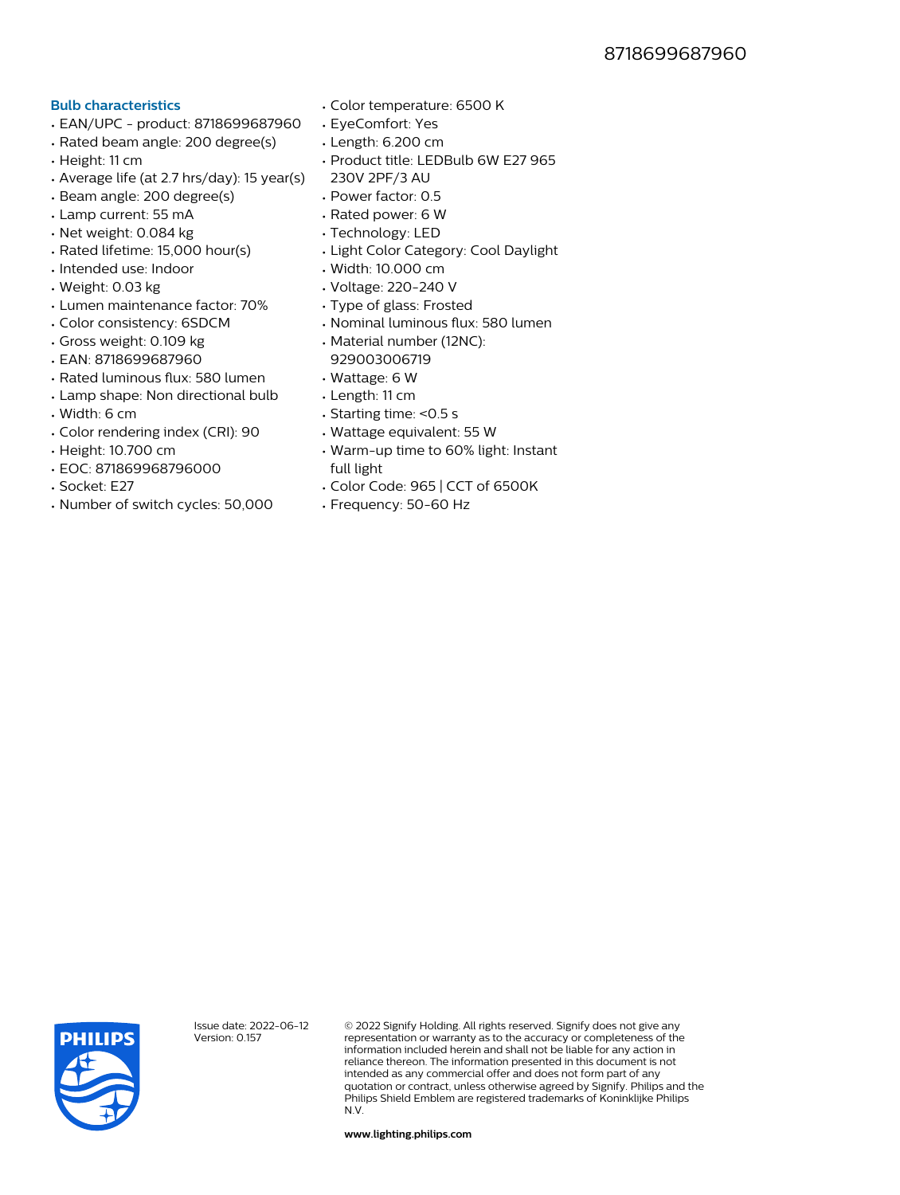8718699687960

## Bulb characteristics

- EAN/UPC - product: 8718699687960
- Rated beam angle: 200 degree(s)
- Height: 11 cm
- Average life (at 2.7 hrs/day): 15 year(s)
- Beam angle: 200 degree(s)
- Lamp current: 55 mA
- Net weight: 0.084 kg
- Rated lifetime: 15,000 hour(s)
- Intended use: Indoor
- Weight: 0.03 kg
- Lumen maintenance factor: 70%
- Color consistency: 6SDCM
- Gross weight: 0.109 kg
- EAN: 8718699687960
- Rated luminous flux: 580 lumen
- Lamp shape: Non directional bulb
- Width: 6 cm
- Color rendering index (CRI): 90
- Height: 10.700 cm
- EOC: 871869968796000
- Socket: E27
- Number of switch cycles: 50,000
- Color temperature: 6500 K
- EyeComfort: Yes
- Length: 6.200 cm
- Product title: LEDBulb 6W E27 965 230V 2PF/3 AU
- Power factor: 0.5
- Rated power: 6 W
- Technology: LED
- Light Color Category: Cool Daylight
- Width: 10.000 cm
- Voltage: 220-240 V
- Type of glass: Frosted
- Nominal luminous flux: 580 lumen
- Material number (12NC): 929003006719
- Wattage: 6 W
- Length: 11 cm
- Starting time: <0.5 s
- Wattage equivalent: 55 W
- Warm-up time to 60% light: Instant full light
- Color Code: 965 | CCT of 6500K
- Frequency: 50-60 Hz

Issue date: 2022-06-12
Version: 0.157

© 2022 Signify Holding. All rights reserved. Signify does not give any representation or warranty as to the accuracy or completeness of the information included herein and shall not be liable for any action in reliance thereon. The information presented in this document is not intended as any commercial offer and does not form part of any quotation or contract, unless otherwise agreed by Signify. Philips and the Philips Shield Emblem are registered trademarks of Koninklijke Philips N.V.

**www.lighting.philips.com**